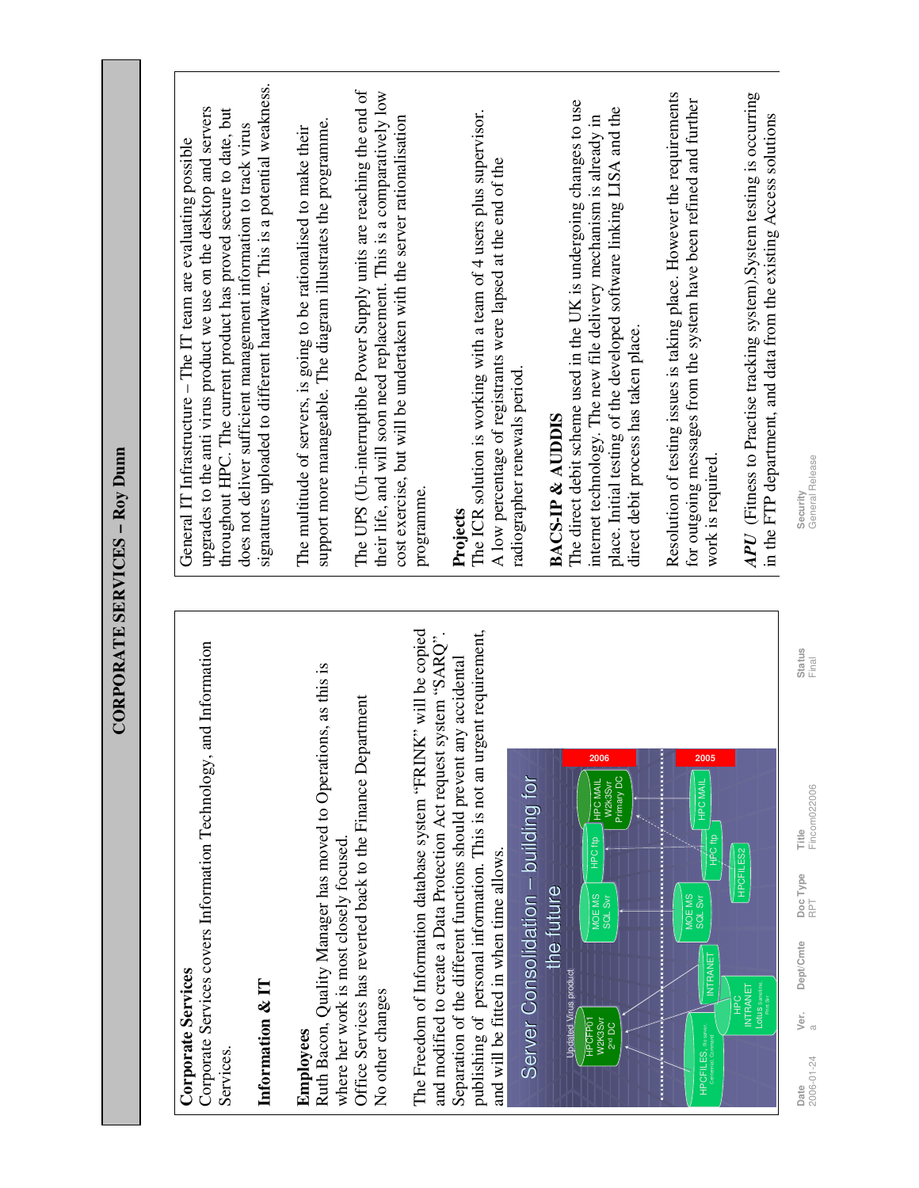# CORPORATE SERVICES – Roy Dunn

**Corporate Services**
Corporate Services covers Information Technology, and Information Services.

## Information & IT

**Employees**
Ruth Bacon, Quality Manager has moved to Operations, as this is where her work is most closely focused.
Office Services has reverted back to the Finance Department
No other changes

The Freedom of Information database system "FRINK" will be copied and modified to create a Data Protection Act request system "SARQ". Separation of the different functions should prevent any accidental publishing of personal information. This is not an urgent requirement, and will be fitted in when time allows.

General IT Infrastructure – The IT team are evaluating possible upgrades to the anti virus product we use on the desktop and servers throughout HPC. The current product has proved secure to date, but does not deliver sufficient management information to track virus signatures uploaded to different hardware. This is a potential weakness.

The multitude of servers, is going to be rationalised to make their support more manageable. The diagram illustrates the programme.

The UPS (Un-interruptible Power Supply units are reaching the end of their life, and will soon need replacement. This is a comparatively low cost exercise, but will be undertaken with the server rationalisation programme.

**Projects**
The ICR solution is working with a team of 4 users plus supervisor.
A low percentage of registrants were lapsed at the end of the radiographer renewals period.

**BACS-IP & AUDDIS**
The direct debit scheme used in the UK is undergoing changes to use internet technology. The new file delivery mechanism is already in place. Initial testing of the developed software linking LISA and the direct debit process has taken place.

Resolution of testing issues is taking place. However the requirements for outgoing messages from the system have been refined and further work is required.

***APU*** (Fitness to Practise tracking system).System testing is occurring in the FTP department, and data from the existing Access solutions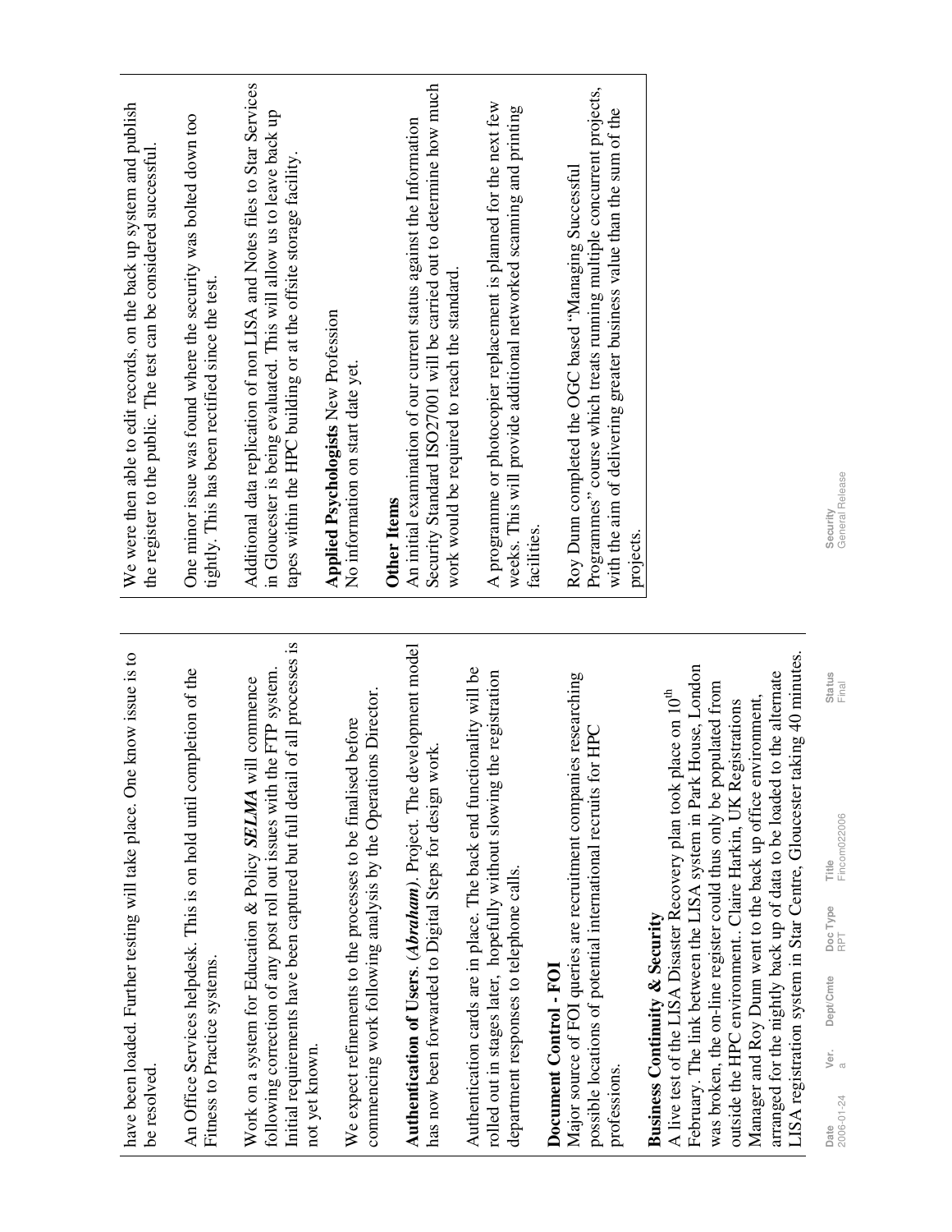have been loaded. Further testing will take place. One know issue is to be resolved.

An Office Services helpdesk. This is on hold until completion of the Fitness to Practice systems.

Work on a system for Education & Policy ***SELMA*** will commence following correction of any post roll out issues with the FTP system. Initial requirements have been captured but full detail of all processes is not yet known.

We expect refinements to the processes to be finalised before commencing work following analysis by the Operations Director.

**Authentication of Users**. (***Abraham***). Project. The development model has now been forwarded to Digital Steps for design work.

Authentication cards are in place. The back end functionality will be rolled out in stages later, hopefully without slowing the registration department responses to telephone calls.

**Document Control - FOI**

Major source of FOI queries are recruitment companies researching possible locations of potential international recruits for HPC professions.

**Business Continuity & Security**

A live test of the LISA Disaster Recovery plan took place on 10th February. The link between the LISA system in Park House, London was broken, the on-line register could thus only be populated from outside the HPC environment.. Claire Harkin, UK Registrations Manager and Roy Dunn went to the back up office environment, arranged for the nightly back up of data to be loaded to the alternate LISA registration system in Star Centre, Gloucester taking 40 minutes. We were then able to edit records, on the back up system and publish the register to the public. The test can be considered successful.

One minor issue was found where the security was bolted down too tightly. This has been rectified since the test.

Additional data replication of non LISA and Notes files to Star Services in Gloucester is being evaluated. This will allow us to leave back up tapes within the HPC building or at the offsite storage facility.

**Applied Psychologists** New Profession
No information on start date yet.

**Other Items**

An initial examination of our current status against the Information Security Standard ISO27001 will be carried out to determine how much work would be required to reach the standard.

A programme or photocopier replacement is planned for the next few weeks. This will provide additional networked scanning and printing facilities.

Roy Dunn completed the OGC based "Managing Successful Programmes" course which treats running multiple concurrent projects, with the aim of delivering greater business value than the sum of the projects.